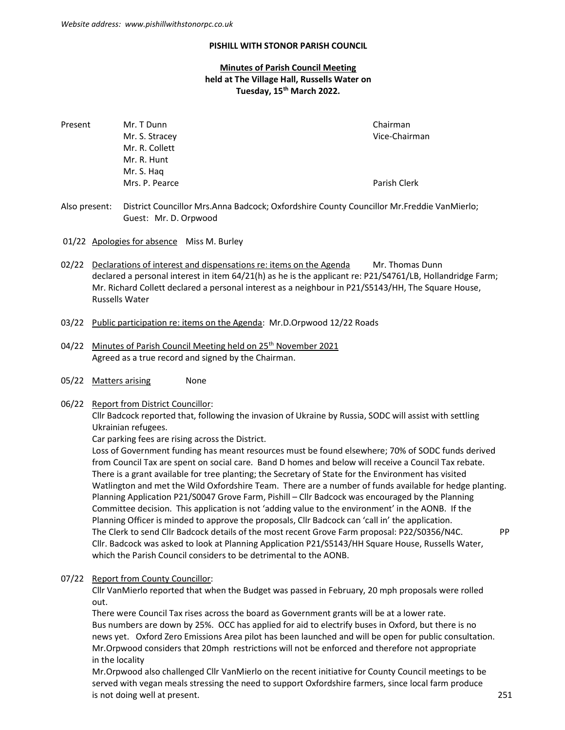*Website address: www.pishillwithstonorpc.co.uk*

# PISHILL WITH STONOR PARISH COUNCIL

## Minutes of Parish Council Meeting held at The Village Hall, Russells Water on Tuesday, 15th March 2022.

| Present | | |
|---|---|---|
| | Mr. T Dunn | Chairman |
| | Mr. S. Stracey | Vice-Chairman |
| | Mr. R. Collett | |
| | Mr. R. Hunt | |
| | Mr. S. Haq | |
| | Mrs. P. Pearce | Parish Clerk |

Also present: District Councillor Mrs.Anna Badcock; Oxfordshire County Councillor Mr.Freddie VanMierlo; Guest: Mr. D. Orpwood

01/22 Apologies for absence Miss M. Burley

02/22 Declarations of interest and dispensations re: items on the Agenda Mr. Thomas Dunn declared a personal interest in item 64/21(h) as he is the applicant re: P21/S4761/LB, Hollandridge Farm; Mr. Richard Collett declared a personal interest as a neighbour in P21/S5143/HH, The Square House, Russells Water

03/22 Public participation re: items on the Agenda: Mr.D.Orpwood 12/22 Roads

04/22 Minutes of Parish Council Meeting held on 25th November 2021
Agreed as a true record and signed by the Chairman.

05/22 Matters arising None

06/22 Report from District Councillor:
Cllr Badcock reported that, following the invasion of Ukraine by Russia, SODC will assist with settling Ukrainian refugees.
Car parking fees are rising across the District.
Loss of Government funding has meant resources must be found elsewhere; 70% of SODC funds derived from Council Tax are spent on social care. Band D homes and below will receive a Council Tax rebate.
There is a grant available for tree planting; the Secretary of State for the Environment has visited Watlington and met the Wild Oxfordshire Team. There are a number of funds available for hedge planting.
Planning Application P21/S0047 Grove Farm, Pishill – Cllr Badcock was encouraged by the Planning Committee decision. This application is not 'adding value to the environment' in the AONB. If the Planning Officer is minded to approve the proposals, Cllr Badcock can 'call in' the application.
The Clerk to send Cllr Badcock details of the most recent Grove Farm proposal: P22/S0356/N4C. PP
Cllr. Badcock was asked to look at Planning Application P21/S5143/HH Square House, Russells Water, which the Parish Council considers to be detrimental to the AONB.

07/22 Report from County Councillor:
Cllr VanMierlo reported that when the Budget was passed in February, 20 mph proposals were rolled out.
There were Council Tax rises across the board as Government grants will be at a lower rate.
Bus numbers are down by 25%. OCC has applied for aid to electrify buses in Oxford, but there is no news yet. Oxford Zero Emissions Area pilot has been launched and will be open for public consultation.
Mr.Orpwood considers that 20mph restrictions will not be enforced and therefore not appropriate in the locality
Mr.Orpwood also challenged Cllr VanMierlo on the recent initiative for County Council meetings to be served with vegan meals stressing the need to support Oxfordshire farmers, since local farm produce is not doing well at present.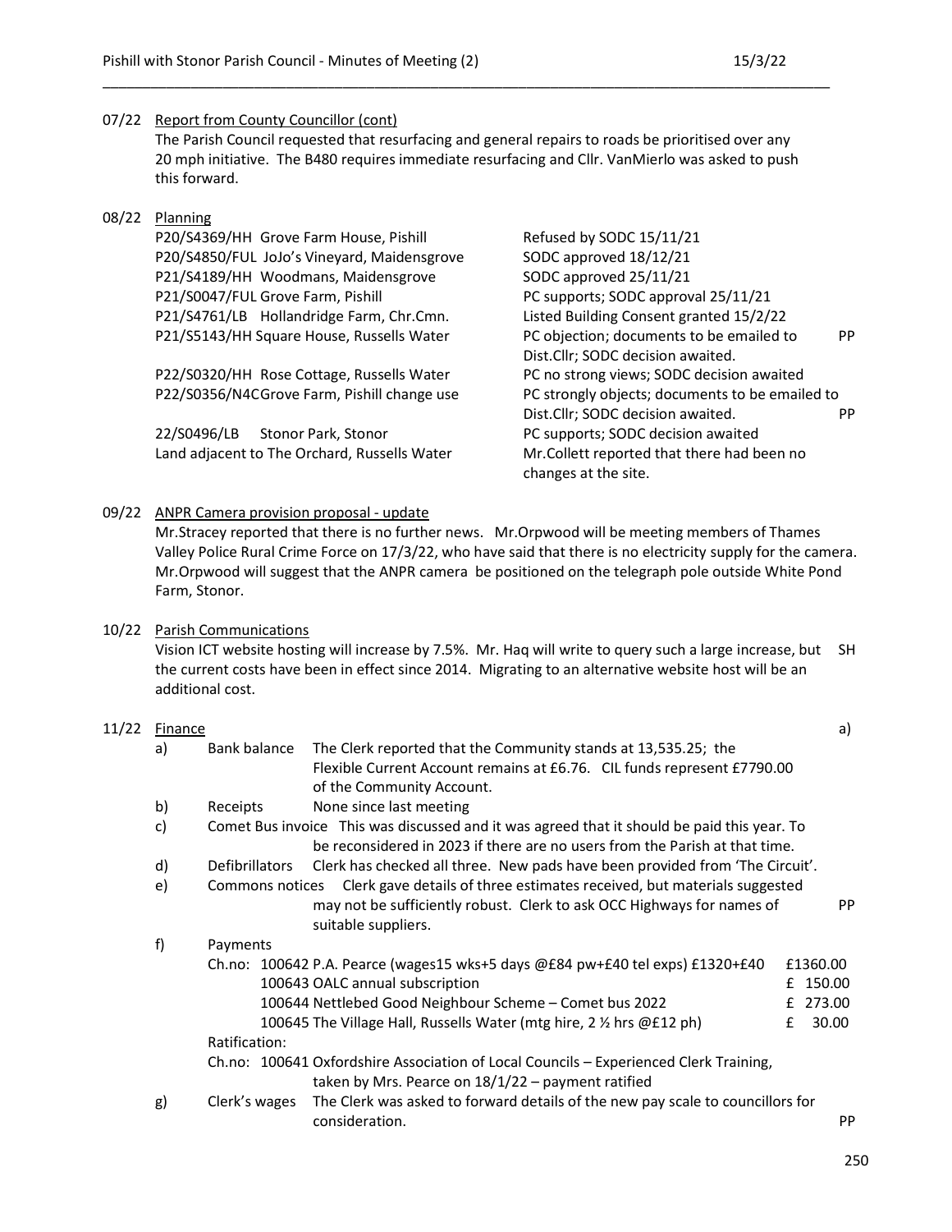07/22 Report from County Councillor (cont)

The Parish Council requested that resurfacing and general repairs to roads be prioritised over any 20 mph initiative. The B480 requires immediate resurfacing and Cllr. VanMierlo was asked to push this forward.

08/22 Planning

| Application | Status | Action |
|---|---|---|
| P20/S4369/HH Grove Farm House, Pishill | Refused by SODC 15/11/21 | |
| P20/S4850/FUL JoJo's Vineyard, Maidensgrove | SODC approved 18/12/21 | |
| P21/S4189/HH Woodmans, Maidensgrove | SODC approved 25/11/21 | |
| P21/S0047/FUL Grove Farm, Pishill | PC supports; SODC approval 25/11/21 | |
| P21/S4761/LB Hollandridge Farm, Chr.Cmn. | Listed Building Consent granted 15/2/22 | |
| P21/S5143/HH Square House, Russells Water | PC objection; documents to be emailed to Dist.Cllr; SODC decision awaited. | PP |
| P22/S0320/HH Rose Cottage, Russells Water | PC no strong views; SODC decision awaited | |
| P22/S0356/N4CGrove Farm, Pishill change use | PC strongly objects; documents to be emailed to Dist.Cllr; SODC decision awaited. | PP |
| 22/S0496/LB Stonor Park, Stonor | PC supports; SODC decision awaited | |
| Land adjacent to The Orchard, Russells Water | Mr.Collett reported that there had been no changes at the site. | |

09/22 ANPR Camera provision proposal - update

Mr.Stracey reported that there is no further news. Mr.Orpwood will be meeting members of Thames Valley Police Rural Crime Force on 17/3/22, who have said that there is no electricity supply for the camera. Mr.Orpwood will suggest that the ANPR camera be positioned on the telegraph pole outside White Pond Farm, Stonor.

10/22 Parish Communications

Vision ICT website hosting will increase by 7.5%. Mr. Haq will write to query such a large increase, but the current costs have been in effect since 2014. Migrating to an alternative website host will be an additional cost. SH

11/22 Finance a)

a) Bank balance — The Clerk reported that the Community stands at 13,535.25; the Flexible Current Account remains at £6.76. CIL funds represent £7790.00 of the Community Account.

b) Receipts — None since last meeting

c) Comet Bus invoice — This was discussed and it was agreed that it should be paid this year. To be reconsidered in 2023 if there are no users from the Parish at that time.

d) Defibrillators — Clerk has checked all three. New pads have been provided from 'The Circuit'.

e) Commons notices — Clerk gave details of three estimates received, but materials suggested may not be sufficiently robust. Clerk to ask OCC Highways for names of suitable suppliers. PP

f) Payments

| Ch.no: | Details | Amount |
|---|---|---|
| 100642 | P.A. Pearce (wages15 wks+5 days @£84 pw+£40 tel exps) £1320+£40 | £1360.00 |
| 100643 | OALC annual subscription | £ 150.00 |
| 100644 | Nettlebed Good Neighbour Scheme – Comet bus 2022 | £ 273.00 |
| 100645 | The Village Hall, Russells Water (mtg hire, 2 ½ hrs @£12 ph) | £ 30.00 |

Ratification:

Ch.no: 100641 Oxfordshire Association of Local Councils – Experienced Clerk Training, taken by Mrs. Pearce on 18/1/22 – payment ratified

g) Clerk's wages — The Clerk was asked to forward details of the new pay scale to councillors for consideration. PP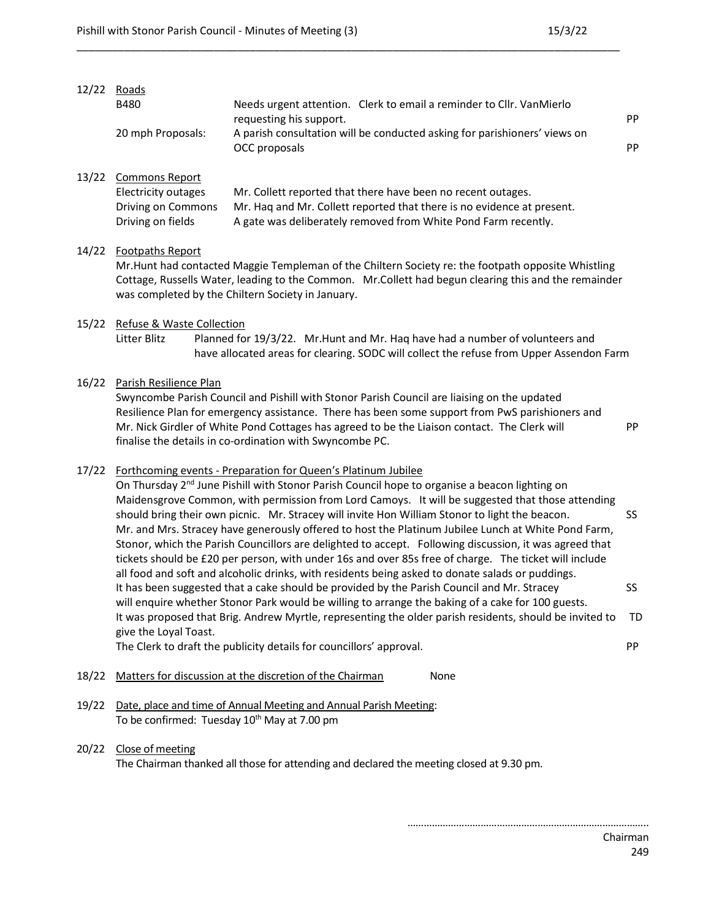12/22 Roads

| | | |
|---|---|---|
| B480 | Needs urgent attention. Clerk to email a reminder to Cllr. VanMierlo requesting his support. | PP |
| 20 mph Proposals: | A parish consultation will be conducted asking for parishioners' views on OCC proposals | PP |

13/22 Commons Report

| | |
|---|---|
| Electricity outages | Mr. Collett reported that there have been no recent outages. |
| Driving on Commons | Mr. Haq and Mr. Collett reported that there is no evidence at present. |
| Driving on fields | A gate was deliberately removed from White Pond Farm recently. |

14/22 Footpaths Report

Mr.Hunt had contacted Maggie Templeman of the Chiltern Society re: the footpath opposite Whistling Cottage, Russells Water, leading to the Common. Mr.Collett had begun clearing this and the remainder was completed by the Chiltern Society in January.

15/22 Refuse & Waste Collection

Litter Blitz — Planned for 19/3/22. Mr.Hunt and Mr. Haq have had a number of volunteers and have allocated areas for clearing. SODC will collect the refuse from Upper Assendon Farm

16/22 Parish Resilience Plan

Swyncombe Parish Council and Pishill with Stonor Parish Council are liaising on the updated Resilience Plan for emergency assistance. There has been some support from PwS parishioners and Mr. Nick Girdler of White Pond Cottages has agreed to be the Liaison contact. The Clerk will finalise the details in co-ordination with Swyncombe PC. — PP

17/22 Forthcoming events - Preparation for Queen's Platinum Jubilee

On Thursday 2nd June Pishill with Stonor Parish Council hope to organise a beacon lighting on Maidensgrove Common, with permission from Lord Camoys. It will be suggested that those attending should bring their own picnic. Mr. Stracey will invite Hon William Stonor to light the beacon. — SS

Mr. and Mrs. Stracey have generously offered to host the Platinum Jubilee Lunch at White Pond Farm, Stonor, which the Parish Councillors are delighted to accept. Following discussion, it was agreed that tickets should be £20 per person, with under 16s and over 85s free of charge. The ticket will include all food and soft and alcoholic drinks, with residents being asked to donate salads or puddings.

It has been suggested that a cake should be provided by the Parish Council and Mr. Stracey will enquire whether Stonor Park would be willing to arrange the baking of a cake for 100 guests. — SS

It was proposed that Brig. Andrew Myrtle, representing the older parish residents, should be invited to give the Loyal Toast. — TD

The Clerk to draft the publicity details for councillors' approval. — PP

18/22 Matters for discussion at the discretion of the Chairman — None

19/22 Date, place and time of Annual Meeting and Annual Parish Meeting:

To be confirmed: Tuesday 10th May at 7.00 pm

20/22 Close of meeting

The Chairman thanked all those for attending and declared the meeting closed at 9.30 pm.

…………………………………………………………………………….

Chairman